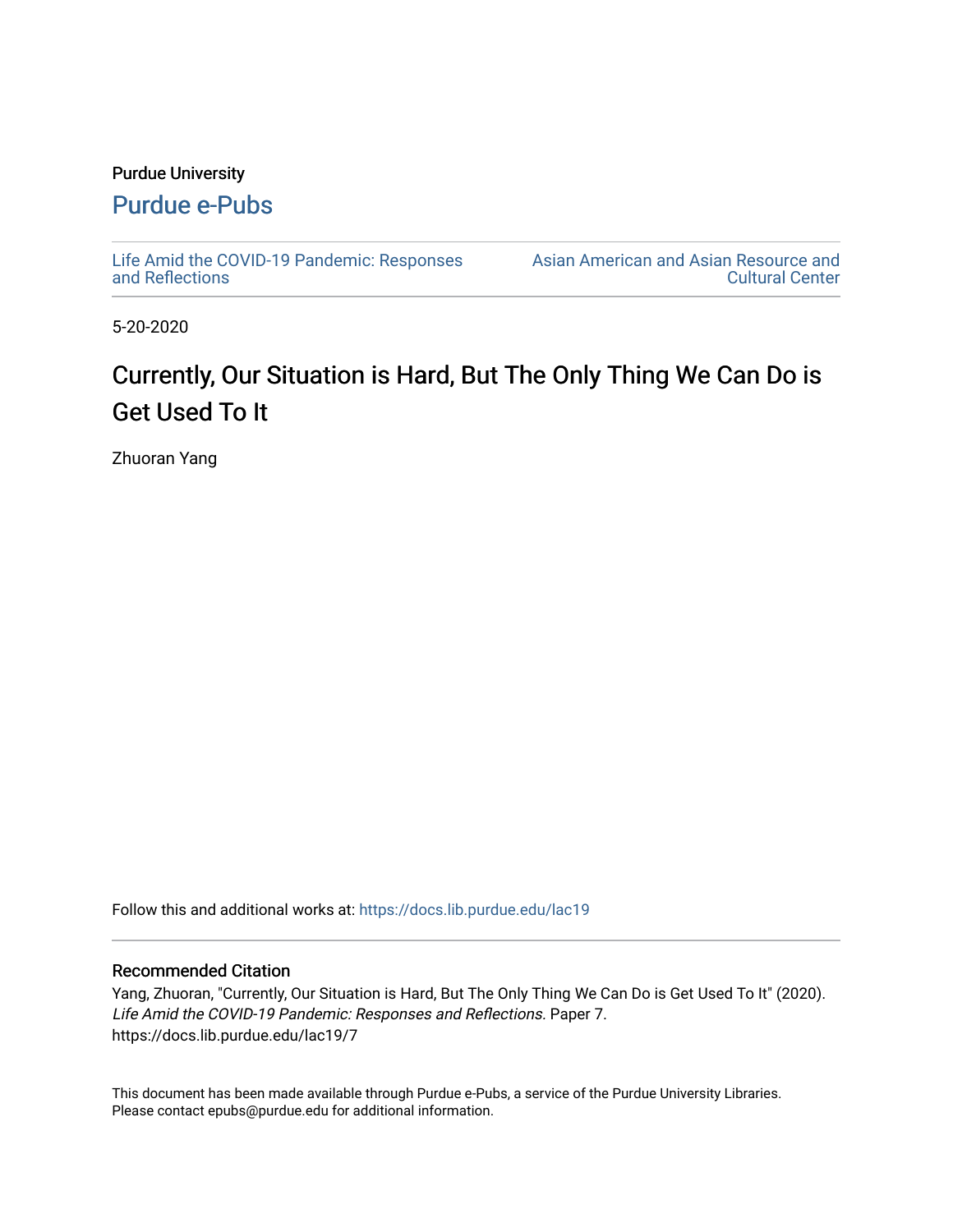Purdue University

[Purdue e-Pubs](https://docs.lib.purdue.edu/)

Life Amid the COVID-19 Pandemic: Responses and Reflections

Asian American and Asian Resource and Cultural Center

5-20-2020

# Currently, Our Situation is Hard, But The Only Thing We Can Do is Get Used To It

Zhuoran Yang

Follow this and additional works at: https://docs.lib.purdue.edu/lac19

## Recommended Citation

Yang, Zhuoran, "Currently, Our Situation is Hard, But The Only Thing We Can Do is Get Used To It" (2020). *Life Amid the COVID-19 Pandemic: Responses and Reflections.* Paper 7.
https://docs.lib.purdue.edu/lac19/7

This document has been made available through Purdue e-Pubs, a service of the Purdue University Libraries. Please contact epubs@purdue.edu for additional information.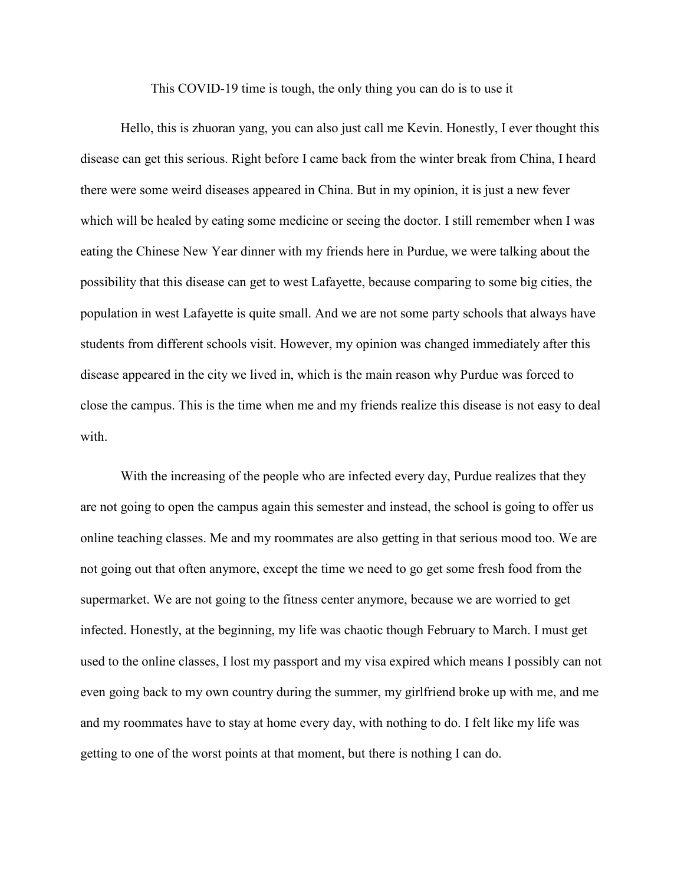This COVID-19 time is tough, the only thing you can do is to use it

Hello, this is zhuoran yang, you can also just call me Kevin. Honestly, I ever thought this disease can get this serious. Right before I came back from the winter break from China, I heard there were some weird diseases appeared in China. But in my opinion, it is just a new fever which will be healed by eating some medicine or seeing the doctor. I still remember when I was eating the Chinese New Year dinner with my friends here in Purdue, we were talking about the possibility that this disease can get to west Lafayette, because comparing to some big cities, the population in west Lafayette is quite small. And we are not some party schools that always have students from different schools visit. However, my opinion was changed immediately after this disease appeared in the city we lived in, which is the main reason why Purdue was forced to close the campus. This is the time when me and my friends realize this disease is not easy to deal with.

With the increasing of the people who are infected every day, Purdue realizes that they are not going to open the campus again this semester and instead, the school is going to offer us online teaching classes. Me and my roommates are also getting in that serious mood too. We are not going out that often anymore, except the time we need to go get some fresh food from the supermarket. We are not going to the fitness center anymore, because we are worried to get infected. Honestly, at the beginning, my life was chaotic though February to March. I must get used to the online classes, I lost my passport and my visa expired which means I possibly can not even going back to my own country during the summer, my girlfriend broke up with me, and me and my roommates have to stay at home every day, with nothing to do. I felt like my life was getting to one of the worst points at that moment, but there is nothing I can do.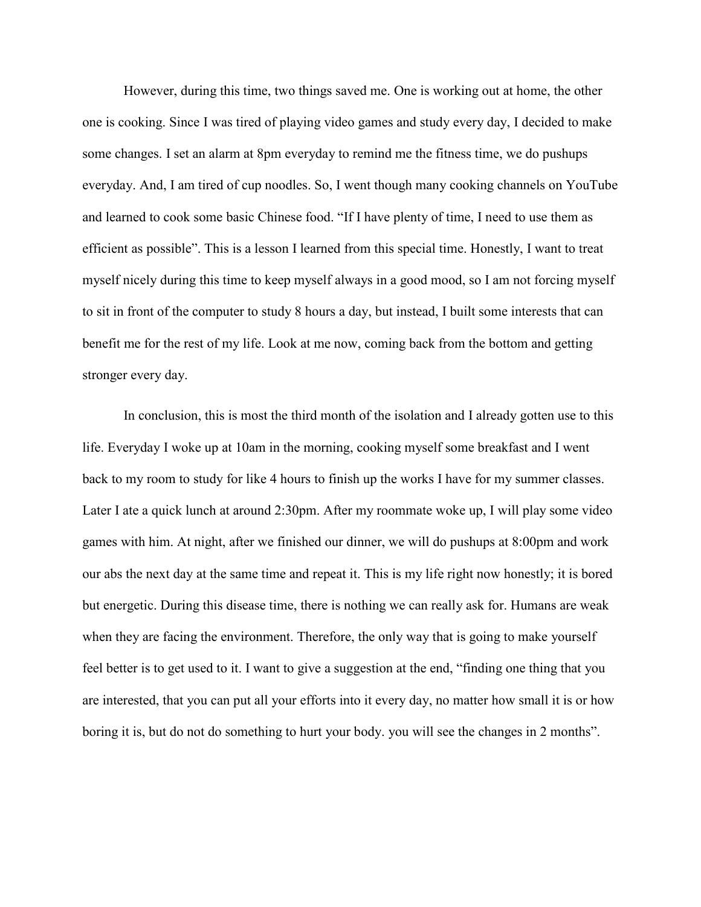However, during this time, two things saved me. One is working out at home, the other one is cooking. Since I was tired of playing video games and study every day, I decided to make some changes. I set an alarm at 8pm everyday to remind me the fitness time, we do pushups everyday. And, I am tired of cup noodles. So, I went though many cooking channels on YouTube and learned to cook some basic Chinese food. “If I have plenty of time, I need to use them as efficient as possible”. This is a lesson I learned from this special time. Honestly, I want to treat myself nicely during this time to keep myself always in a good mood, so I am not forcing myself to sit in front of the computer to study 8 hours a day, but instead, I built some interests that can benefit me for the rest of my life. Look at me now, coming back from the bottom and getting stronger every day.

In conclusion, this is most the third month of the isolation and I already gotten use to this life. Everyday I woke up at 10am in the morning, cooking myself some breakfast and I went back to my room to study for like 4 hours to finish up the works I have for my summer classes. Later I ate a quick lunch at around 2:30pm. After my roommate woke up, I will play some video games with him. At night, after we finished our dinner, we will do pushups at 8:00pm and work our abs the next day at the same time and repeat it. This is my life right now honestly; it is bored but energetic. During this disease time, there is nothing we can really ask for. Humans are weak when they are facing the environment. Therefore, the only way that is going to make yourself feel better is to get used to it. I want to give a suggestion at the end, “finding one thing that you are interested, that you can put all your efforts into it every day, no matter how small it is or how boring it is, but do not do something to hurt your body. you will see the changes in 2 months”.